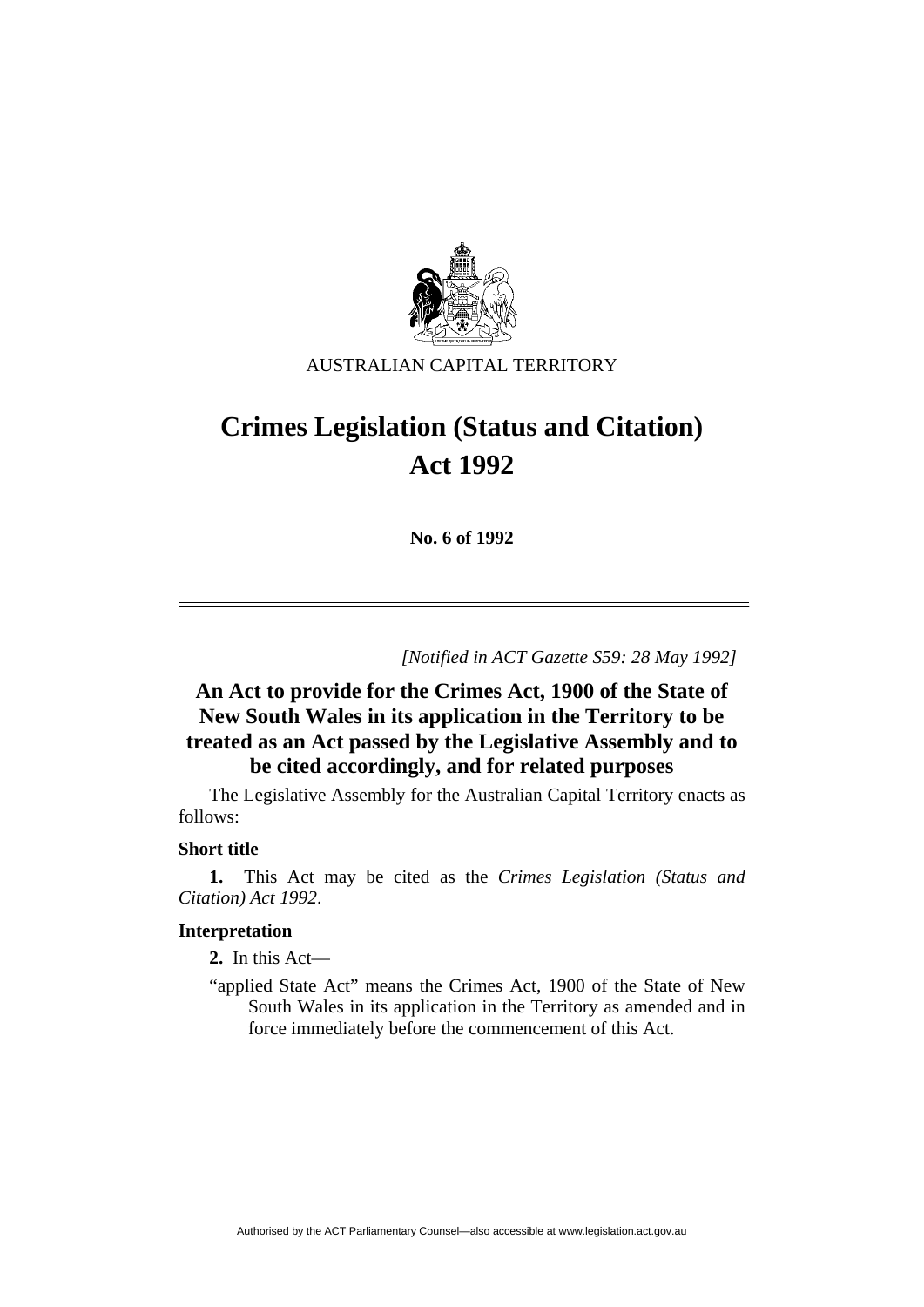AUSTRALIAN CAPITAL TERRITORY

# Crimes Legislation (Status and Citation) Act 1992

**No. 6 of 1992**

*[Notified in ACT Gazette S59: 28 May 1992]*

## An Act to provide for the Crimes Act, 1900 of the State of New South Wales in its application in the Territory to be treated as an Act passed by the Legislative Assembly and to be cited accordingly, and for related purposes

The Legislative Assembly for the Australian Capital Territory enacts as follows:

### Short title

**1.** This Act may be cited as the *Crimes Legislation (Status and Citation) Act 1992*.

### Interpretation

**2.** In this Act—

"applied State Act" means the Crimes Act, 1900 of the State of New South Wales in its application in the Territory as amended and in force immediately before the commencement of this Act.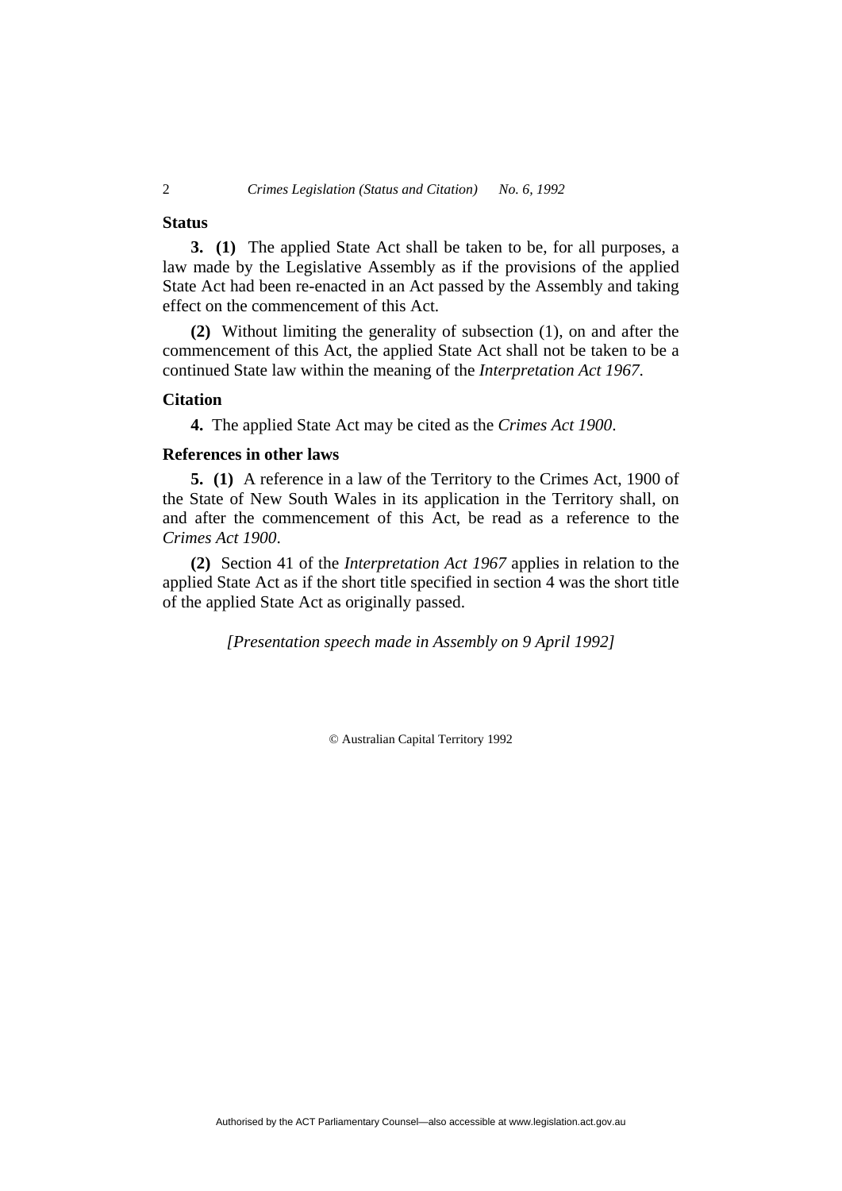**Status**

**3. (1)** The applied State Act shall be taken to be, for all purposes, a law made by the Legislative Assembly as if the provisions of the applied State Act had been re-enacted in an Act passed by the Assembly and taking effect on the commencement of this Act.

**(2)** Without limiting the generality of subsection (1), on and after the commencement of this Act, the applied State Act shall not be taken to be a continued State law within the meaning of the *Interpretation Act 1967*.

**Citation**

**4.** The applied State Act may be cited as the *Crimes Act 1900*.

**References in other laws**

**5. (1)** A reference in a law of the Territory to the Crimes Act, 1900 of the State of New South Wales in its application in the Territory shall, on and after the commencement of this Act, be read as a reference to the *Crimes Act 1900*.

**(2)** Section 41 of the *Interpretation Act 1967* applies in relation to the applied State Act as if the short title specified in section 4 was the short title of the applied State Act as originally passed.

*[Presentation speech made in Assembly on 9 April 1992]*

© Australian Capital Territory 1992

Authorised by the ACT Parliamentary Counsel—also accessible at www.legislation.act.gov.au